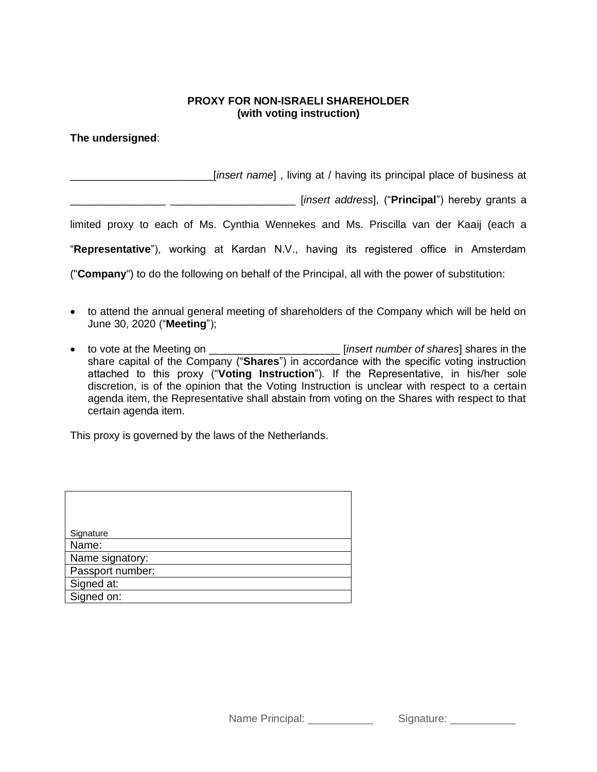**PROXY FOR NON-ISRAELI SHAREHOLDER**
**(with voting instruction)**

**The undersigned**:

________________________[*insert name*] , living at / having its principal place of business at ________________ _____________________ [*insert address*], ("**Principal**") hereby grants a limited proxy to each of Ms. Cynthia Wennekes and Ms. Priscilla van der Kaaij (each a "**Representative**"), working at Kardan N.V., having its registered office in Amsterdam ("**Company**") to do the following on behalf of the Principal, all with the power of substitution:

- to attend the annual general meeting of shareholders of the Company which will be held on June 30, 2020 ("**Meeting**");
- to vote at the Meeting on ______________________ [*insert number of shares*] shares in the share capital of the Company ("**Shares**") in accordance with the specific voting instruction attached to this proxy ("**Voting Instruction**"). If the Representative, in his/her sole discretion, is of the opinion that the Voting Instruction is unclear with respect to a certain agenda item, the Representative shall abstain from voting on the Shares with respect to that certain agenda item.

This proxy is governed by the laws of the Netherlands.

| Signature |
|---|
| Name: |
| Name signatory: |
| Passport number: |
| Signed at: |
| Signed on: |

Name Principal: ___________ Signature: ___________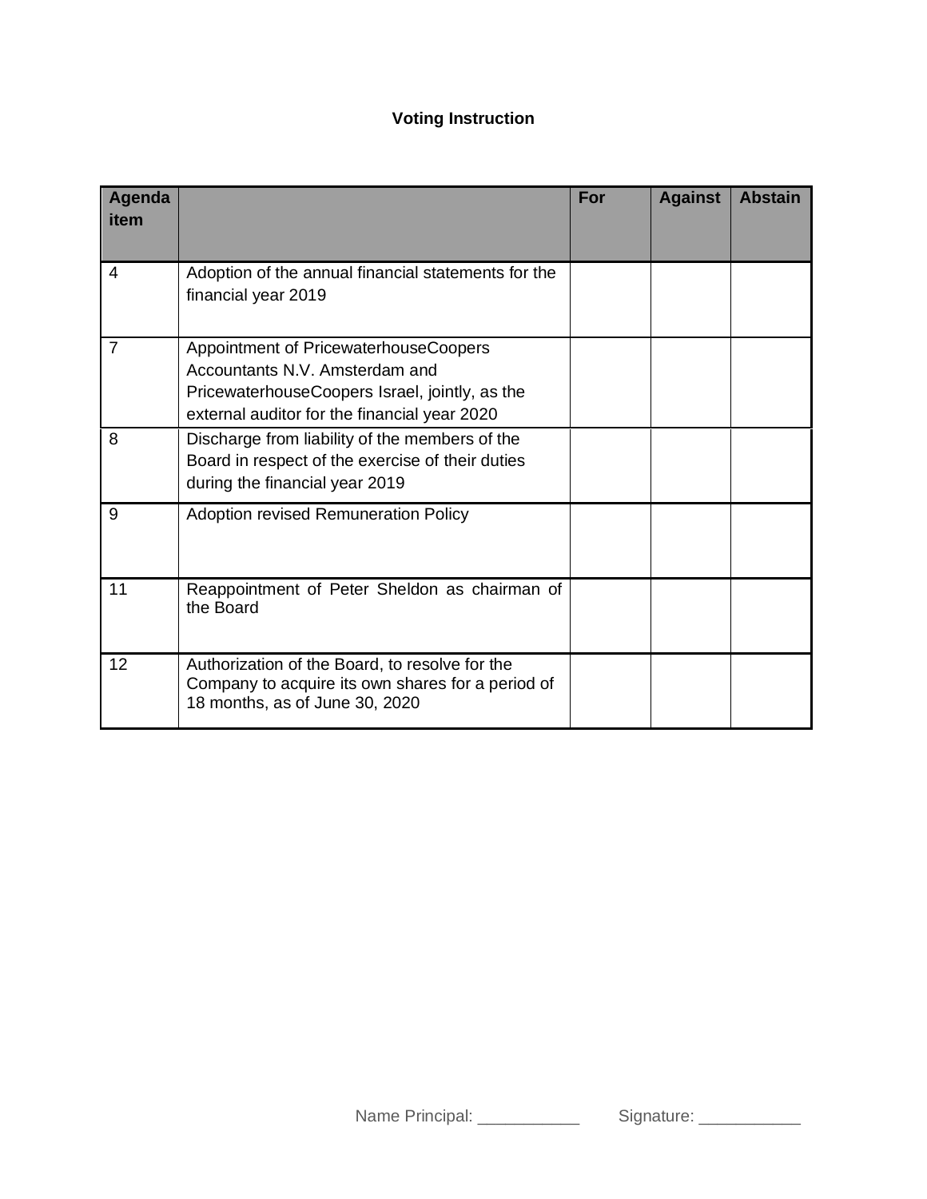**Voting Instruction**

| Agenda item | | For | Against | Abstain |
| --- | --- | --- | --- | --- |
| 4 | Adoption of the annual financial statements for the financial year 2019 | | | |
| 7 | Appointment of PricewaterhouseCoopers Accountants N.V. Amsterdam and PricewaterhouseCoopers Israel, jointly, as the external auditor for the financial year 2020 | | | |
| 8 | Discharge from liability of the members of the Board in respect of the exercise of their duties during the financial year 2019 | | | |
| 9 | Adoption revised Remuneration Policy | | | |
| 11 | Reappointment of Peter Sheldon as chairman of the Board | | | |
| 12 | Authorization of the Board, to resolve for the Company to acquire its own shares for a period of 18 months, as of June 30, 2020 | | | |

Name Principal: ___________ Signature: ___________